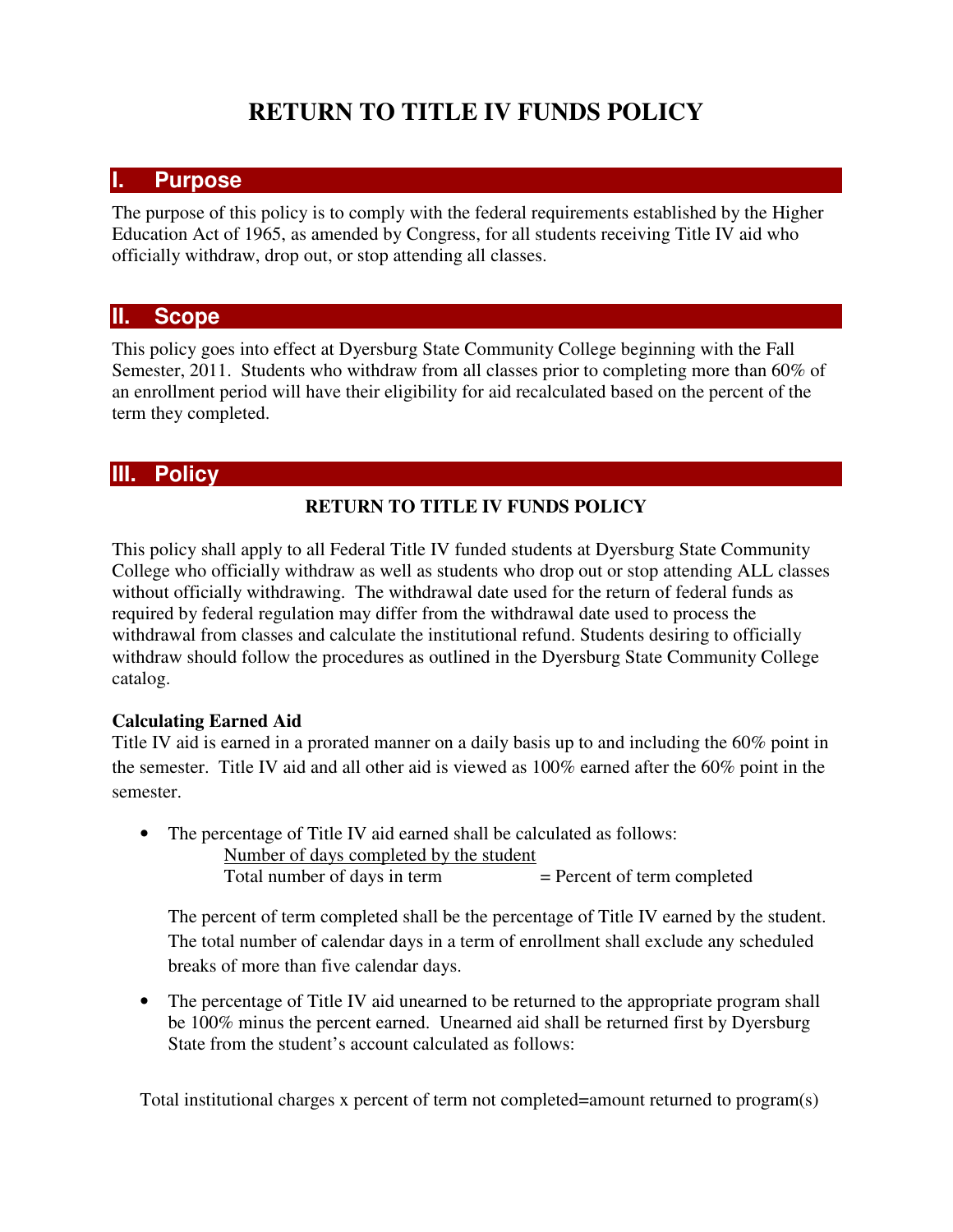# RETURN TO TITLE IV FUNDS POLICY

## I. Purpose

The purpose of this policy is to comply with the federal requirements established by the Higher Education Act of 1965, as amended by Congress, for all students receiving Title IV aid who officially withdraw, drop out, or stop attending all classes.

## II. Scope

This policy goes into effect at Dyersburg State Community College beginning with the Fall Semester, 2011. Students who withdraw from all classes prior to completing more than 60% of an enrollment period will have their eligibility for aid recalculated based on the percent of the term they completed.

## III. Policy

### RETURN TO TITLE IV FUNDS POLICY

This policy shall apply to all Federal Title IV funded students at Dyersburg State Community College who officially withdraw as well as students who drop out or stop attending ALL classes without officially withdrawing. The withdrawal date used for the return of federal funds as required by federal regulation may differ from the withdrawal date used to process the withdrawal from classes and calculate the institutional refund. Students desiring to officially withdraw should follow the procedures as outlined in the Dyersburg State Community College catalog.

**Calculating Earned Aid**

Title IV aid is earned in a prorated manner on a daily basis up to and including the 60% point in the semester. Title IV aid and all other aid is viewed as 100% earned after the 60% point in the semester.

- The percentage of Title IV aid earned shall be calculated as follows:

$$\frac{\text{Number of days completed by the student}}{\text{Total number of days in term}} = \text{Percent of term completed}$$

  The percent of term completed shall be the percentage of Title IV earned by the student. The total number of calendar days in a term of enrollment shall exclude any scheduled breaks of more than five calendar days.

- The percentage of Title IV aid unearned to be returned to the appropriate program shall be 100% minus the percent earned. Unearned aid shall be returned first by Dyersburg State from the student's account calculated as follows:

Total institutional charges x percent of term not completed=amount returned to program(s)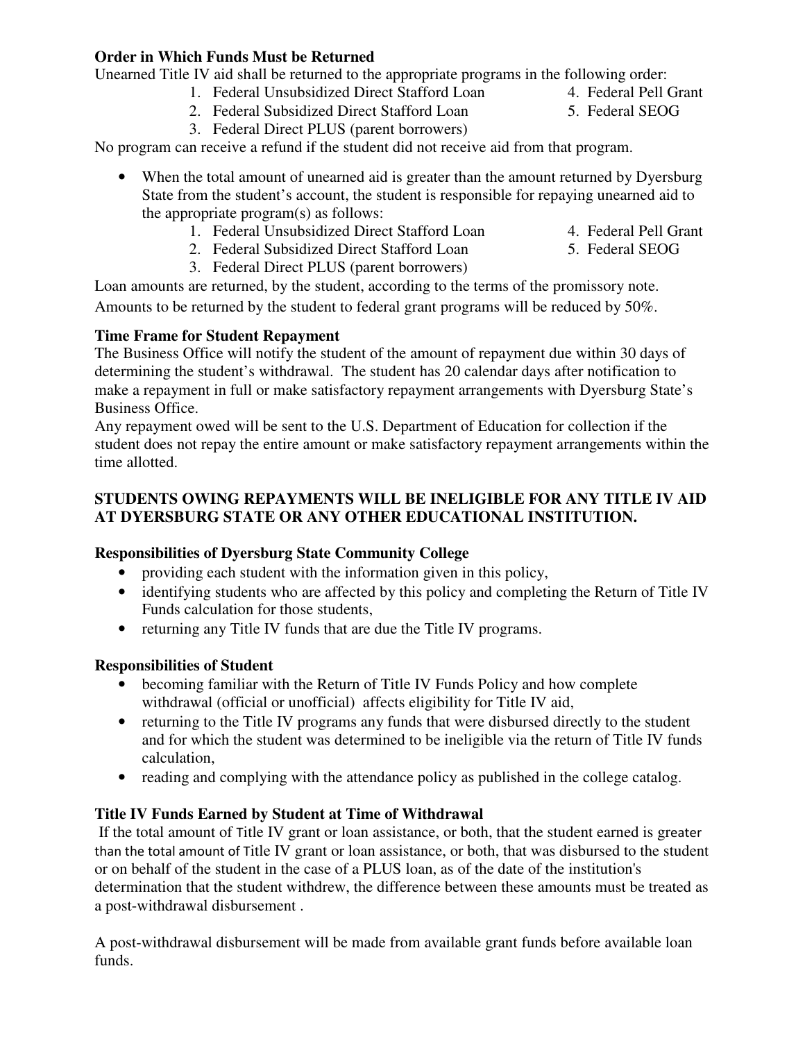**Order in Which Funds Must be Returned**

Unearned Title IV aid shall be returned to the appropriate programs in the following order:

1. Federal Unsubsidized Direct Stafford Loan
2. Federal Subsidized Direct Stafford Loan
3. Federal Direct PLUS (parent borrowers)
4. Federal Pell Grant
5. Federal SEOG

No program can receive a refund if the student did not receive aid from that program.

- When the total amount of unearned aid is greater than the amount returned by Dyersburg State from the student's account, the student is responsible for repaying unearned aid to the appropriate program(s) as follows:
  1. Federal Unsubsidized Direct Stafford Loan
  2. Federal Subsidized Direct Stafford Loan
  3. Federal Direct PLUS (parent borrowers)
  4. Federal Pell Grant
  5. Federal SEOG

Loan amounts are returned, by the student, according to the terms of the promissory note.

Amounts to be returned by the student to federal grant programs will be reduced by 50%.

**Time Frame for Student Repayment**

The Business Office will notify the student of the amount of repayment due within 30 days of determining the student's withdrawal. The student has 20 calendar days after notification to make a repayment in full or make satisfactory repayment arrangements with Dyersburg State's Business Office.

Any repayment owed will be sent to the U.S. Department of Education for collection if the student does not repay the entire amount or make satisfactory repayment arrangements within the time allotted.

**STUDENTS OWING REPAYMENTS WILL BE INELIGIBLE FOR ANY TITLE IV AID AT DYERSBURG STATE OR ANY OTHER EDUCATIONAL INSTITUTION.**

**Responsibilities of Dyersburg State Community College**

- providing each student with the information given in this policy,
- identifying students who are affected by this policy and completing the Return of Title IV Funds calculation for those students,
- returning any Title IV funds that are due the Title IV programs.

**Responsibilities of Student**

- becoming familiar with the Return of Title IV Funds Policy and how complete withdrawal (official or unofficial) affects eligibility for Title IV aid,
- returning to the Title IV programs any funds that were disbursed directly to the student and for which the student was determined to be ineligible via the return of Title IV funds calculation,
- reading and complying with the attendance policy as published in the college catalog.

**Title IV Funds Earned by Student at Time of Withdrawal**

If the total amount of Title IV grant or loan assistance, or both, that the student earned is greater than the total amount of Title IV grant or loan assistance, or both, that was disbursed to the student or on behalf of the student in the case of a PLUS loan, as of the date of the institution's determination that the student withdrew, the difference between these amounts must be treated as a post-withdrawal disbursement .

A post-withdrawal disbursement will be made from available grant funds before available loan funds.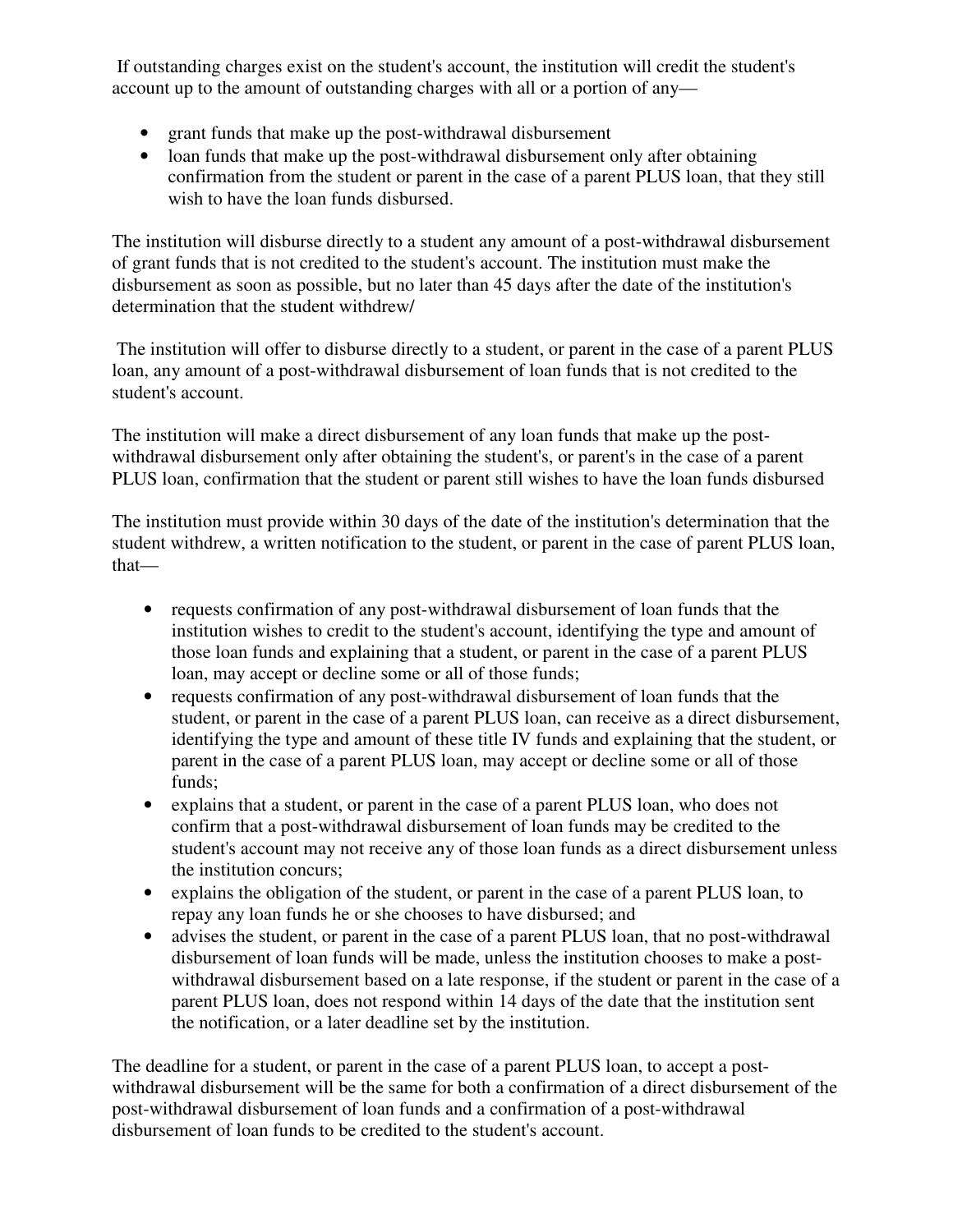If outstanding charges exist on the student's account, the institution will credit the student's account up to the amount of outstanding charges with all or a portion of any—

- grant funds that make up the post-withdrawal disbursement
- loan funds that make up the post-withdrawal disbursement only after obtaining confirmation from the student or parent in the case of a parent PLUS loan, that they still wish to have the loan funds disbursed.

The institution will disburse directly to a student any amount of a post-withdrawal disbursement of grant funds that is not credited to the student's account. The institution must make the disbursement as soon as possible, but no later than 45 days after the date of the institution's determination that the student withdrew/

The institution will offer to disburse directly to a student, or parent in the case of a parent PLUS loan, any amount of a post-withdrawal disbursement of loan funds that is not credited to the student's account.

The institution will make a direct disbursement of any loan funds that make up the post-withdrawal disbursement only after obtaining the student's, or parent's in the case of a parent PLUS loan, confirmation that the student or parent still wishes to have the loan funds disbursed

The institution must provide within 30 days of the date of the institution's determination that the student withdrew, a written notification to the student, or parent in the case of parent PLUS loan, that—

- requests confirmation of any post-withdrawal disbursement of loan funds that the institution wishes to credit to the student's account, identifying the type and amount of those loan funds and explaining that a student, or parent in the case of a parent PLUS loan, may accept or decline some or all of those funds;
- requests confirmation of any post-withdrawal disbursement of loan funds that the student, or parent in the case of a parent PLUS loan, can receive as a direct disbursement, identifying the type and amount of these title IV funds and explaining that the student, or parent in the case of a parent PLUS loan, may accept or decline some or all of those funds;
- explains that a student, or parent in the case of a parent PLUS loan, who does not confirm that a post-withdrawal disbursement of loan funds may be credited to the student's account may not receive any of those loan funds as a direct disbursement unless the institution concurs;
- explains the obligation of the student, or parent in the case of a parent PLUS loan, to repay any loan funds he or she chooses to have disbursed; and
- advises the student, or parent in the case of a parent PLUS loan, that no post-withdrawal disbursement of loan funds will be made, unless the institution chooses to make a post-withdrawal disbursement based on a late response, if the student or parent in the case of a parent PLUS loan, does not respond within 14 days of the date that the institution sent the notification, or a later deadline set by the institution.

The deadline for a student, or parent in the case of a parent PLUS loan, to accept a post-withdrawal disbursement will be the same for both a confirmation of a direct disbursement of the post-withdrawal disbursement of loan funds and a confirmation of a post-withdrawal disbursement of loan funds to be credited to the student's account.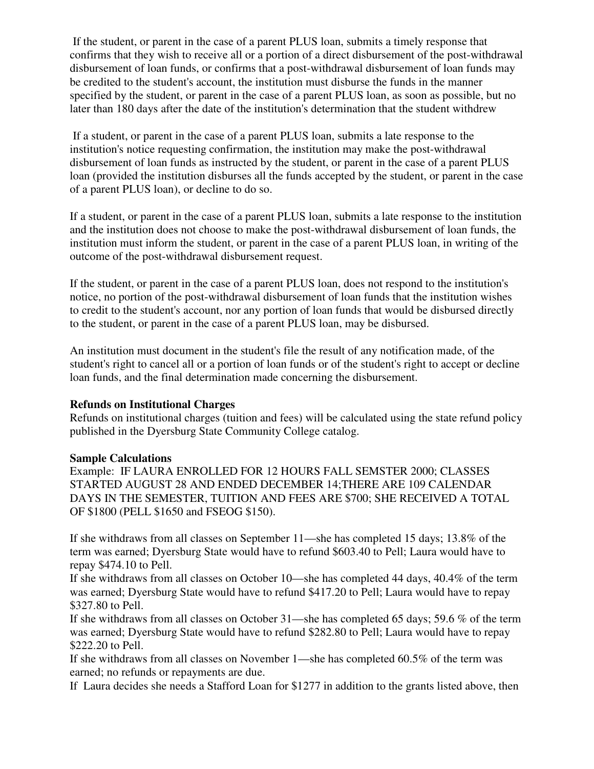If the student, or parent in the case of a parent PLUS loan, submits a timely response that confirms that they wish to receive all or a portion of a direct disbursement of the post-withdrawal disbursement of loan funds, or confirms that a post-withdrawal disbursement of loan funds may be credited to the student's account, the institution must disburse the funds in the manner specified by the student, or parent in the case of a parent PLUS loan, as soon as possible, but no later than 180 days after the date of the institution's determination that the student withdrew

If a student, or parent in the case of a parent PLUS loan, submits a late response to the institution's notice requesting confirmation, the institution may make the post-withdrawal disbursement of loan funds as instructed by the student, or parent in the case of a parent PLUS loan (provided the institution disburses all the funds accepted by the student, or parent in the case of a parent PLUS loan), or decline to do so.

If a student, or parent in the case of a parent PLUS loan, submits a late response to the institution and the institution does not choose to make the post-withdrawal disbursement of loan funds, the institution must inform the student, or parent in the case of a parent PLUS loan, in writing of the outcome of the post-withdrawal disbursement request.

If the student, or parent in the case of a parent PLUS loan, does not respond to the institution's notice, no portion of the post-withdrawal disbursement of loan funds that the institution wishes to credit to the student's account, nor any portion of loan funds that would be disbursed directly to the student, or parent in the case of a parent PLUS loan, may be disbursed.

An institution must document in the student's file the result of any notification made, of the student's right to cancel all or a portion of loan funds or of the student's right to accept or decline loan funds, and the final determination made concerning the disbursement.

**Refunds on Institutional Charges**
Refunds on institutional charges (tuition and fees) will be calculated using the state refund policy published in the Dyersburg State Community College catalog.

**Sample Calculations**
Example: IF LAURA ENROLLED FOR 12 HOURS FALL SEMSTER 2000; CLASSES STARTED AUGUST 28 AND ENDED DECEMBER 14;THERE ARE 109 CALENDAR DAYS IN THE SEMESTER, TUITION AND FEES ARE $700; SHE RECEIVED A TOTAL OF $1800 (PELL $1650 and FSEOG $150).

If she withdraws from all classes on September 11—she has completed 15 days; 13.8% of the term was earned; Dyersburg State would have to refund $603.40 to Pell; Laura would have to repay $474.10 to Pell.
If she withdraws from all classes on October 10—she has completed 44 days, 40.4% of the term was earned; Dyersburg State would have to refund $417.20 to Pell; Laura would have to repay $327.80 to Pell.
If she withdraws from all classes on October 31—she has completed 65 days; 59.6 % of the term was earned; Dyersburg State would have to refund $282.80 to Pell; Laura would have to repay $222.20 to Pell.
If she withdraws from all classes on November 1—she has completed 60.5% of the term was earned; no refunds or repayments are due.
If Laura decides she needs a Stafford Loan for $1277 in addition to the grants listed above, then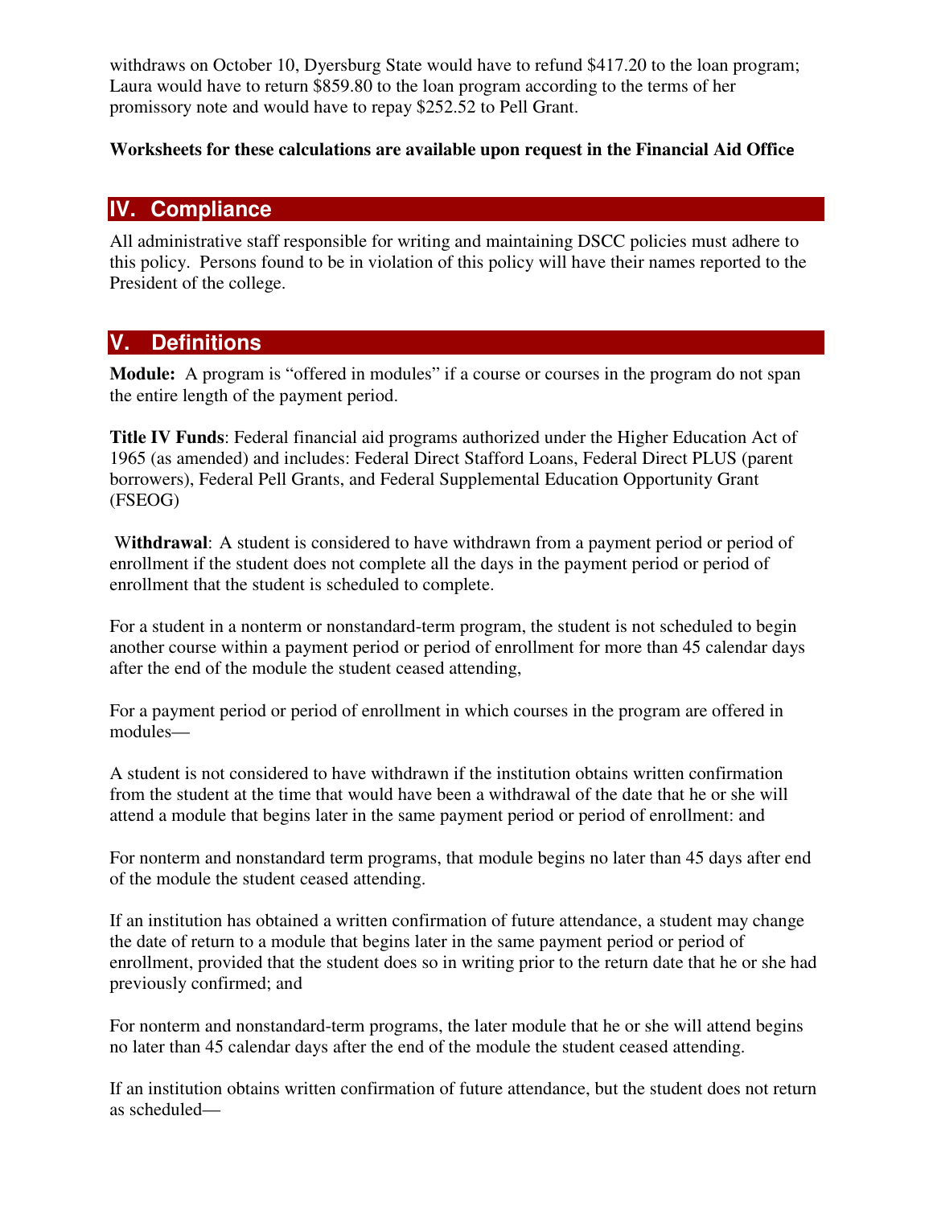withdraws on October 10, Dyersburg State would have to refund $417.20 to the loan program; Laura would have to return $859.80 to the loan program according to the terms of her promissory note and would have to repay $252.52 to Pell Grant.

**Worksheets for these calculations are available upon request in the Financial Aid Office**

## IV. Compliance

All administrative staff responsible for writing and maintaining DSCC policies must adhere to this policy. Persons found to be in violation of this policy will have their names reported to the President of the college.

## V. Definitions

**Module:** A program is "offered in modules" if a course or courses in the program do not span the entire length of the payment period.

**Title IV Funds**: Federal financial aid programs authorized under the Higher Education Act of 1965 (as amended) and includes: Federal Direct Stafford Loans, Federal Direct PLUS (parent borrowers), Federal Pell Grants, and Federal Supplemental Education Opportunity Grant (FSEOG)

**Withdrawal**: A student is considered to have withdrawn from a payment period or period of enrollment if the student does not complete all the days in the payment period or period of enrollment that the student is scheduled to complete.

For a student in a nonterm or nonstandard-term program, the student is not scheduled to begin another course within a payment period or period of enrollment for more than 45 calendar days after the end of the module the student ceased attending,

For a payment period or period of enrollment in which courses in the program are offered in modules—

A student is not considered to have withdrawn if the institution obtains written confirmation from the student at the time that would have been a withdrawal of the date that he or she will attend a module that begins later in the same payment period or period of enrollment: and

For nonterm and nonstandard term programs, that module begins no later than 45 days after end of the module the student ceased attending.

If an institution has obtained a written confirmation of future attendance, a student may change the date of return to a module that begins later in the same payment period or period of enrollment, provided that the student does so in writing prior to the return date that he or she had previously confirmed; and

For nonterm and nonstandard-term programs, the later module that he or she will attend begins no later than 45 calendar days after the end of the module the student ceased attending.

If an institution obtains written confirmation of future attendance, but the student does not return as scheduled—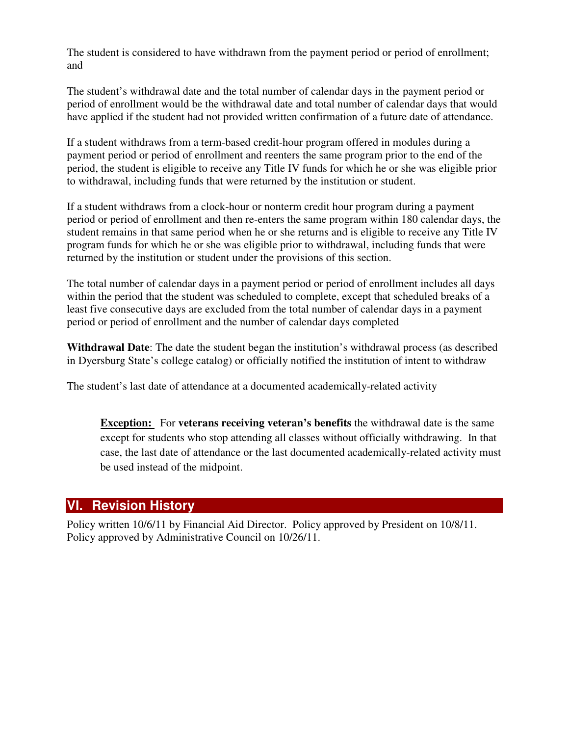The student is considered to have withdrawn from the payment period or period of enrollment; and

The student's withdrawal date and the total number of calendar days in the payment period or period of enrollment would be the withdrawal date and total number of calendar days that would have applied if the student had not provided written confirmation of a future date of attendance.

If a student withdraws from a term-based credit-hour program offered in modules during a payment period or period of enrollment and reenters the same program prior to the end of the period, the student is eligible to receive any Title IV funds for which he or she was eligible prior to withdrawal, including funds that were returned by the institution or student.

If a student withdraws from a clock-hour or nonterm credit hour program during a payment period or period of enrollment and then re-enters the same program within 180 calendar days, the student remains in that same period when he or she returns and is eligible to receive any Title IV program funds for which he or she was eligible prior to withdrawal, including funds that were returned by the institution or student under the provisions of this section.

The total number of calendar days in a payment period or period of enrollment includes all days within the period that the student was scheduled to complete, except that scheduled breaks of a least five consecutive days are excluded from the total number of calendar days in a payment period or period of enrollment and the number of calendar days completed

**Withdrawal Date**: The date the student began the institution's withdrawal process (as described in Dyersburg State's college catalog) or officially notified the institution of intent to withdraw

The student's last date of attendance at a documented academically-related activity

> **Exception:** For **veterans receiving veteran's benefits** the withdrawal date is the same except for students who stop attending all classes without officially withdrawing. In that case, the last date of attendance or the last documented academically-related activity must be used instead of the midpoint.

## VI. Revision History

Policy written 10/6/11 by Financial Aid Director. Policy approved by President on 10/8/11. Policy approved by Administrative Council on 10/26/11.